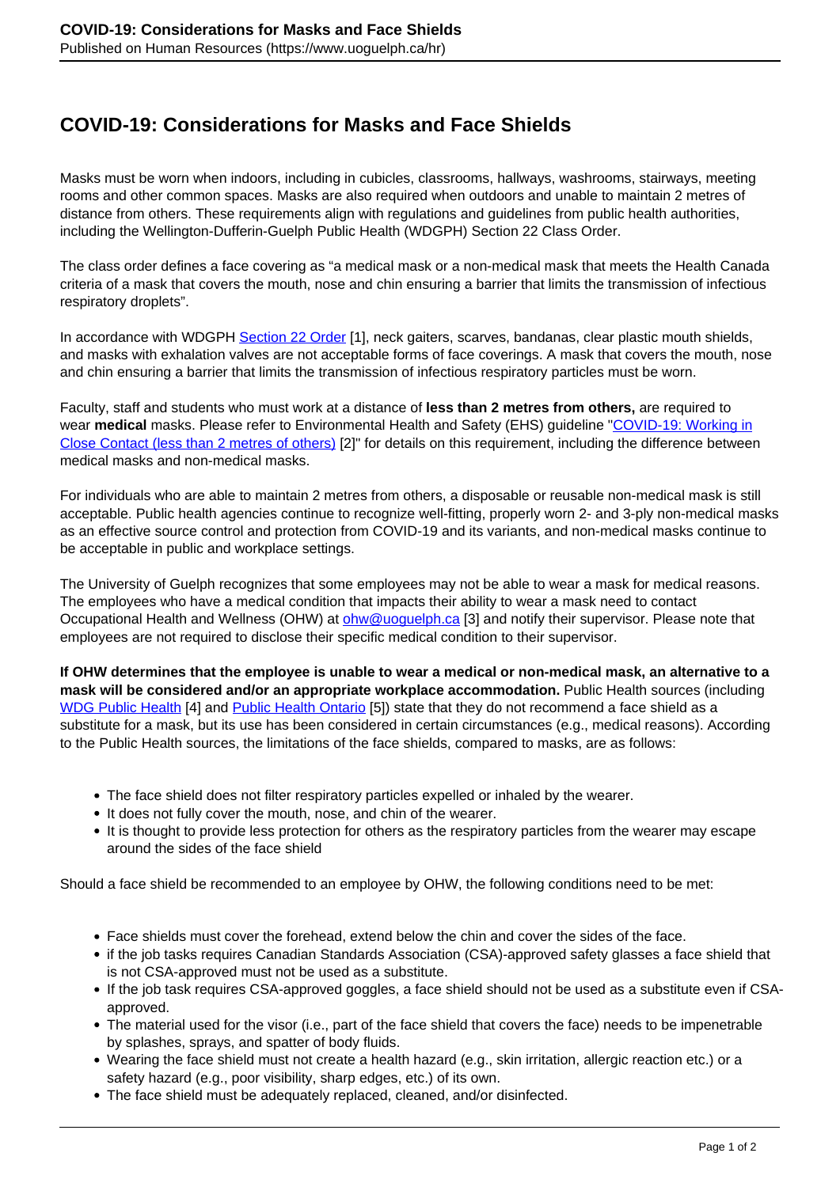# COVID-19: Considerations for Masks and Face Shields

Masks must be worn when indoors, including in cubicles, classrooms, hallways, washrooms, stairways, meeting rooms and other common spaces. Masks are also required when outdoors and unable to maintain 2 metres of distance from others. These requirements align with regulations and guidelines from public health authorities, including the Wellington-Dufferin-Guelph Public Health (WDGPH) Section 22 Class Order.

The class order defines a face covering as "a medical mask or a non-medical mask that meets the Health Canada criteria of a mask that covers the mouth, nose and chin ensuring a barrier that limits the transmission of infectious respiratory droplets".

In accordance with WDGPH Section 22 Order [1], neck gaiters, scarves, bandanas, clear plastic mouth shields, and masks with exhalation valves are not acceptable forms of face coverings. A mask that covers the mouth, nose and chin ensuring a barrier that limits the transmission of infectious respiratory particles must be worn.

Faculty, staff and students who must work at a distance of **less than 2 metres from others,** are required to wear **medical** masks. Please refer to Environmental Health and Safety (EHS) guideline "COVID-19: Working in Close Contact (less than 2 metres of others) [2]" for details on this requirement, including the difference between medical masks and non-medical masks.

For individuals who are able to maintain 2 metres from others, a disposable or reusable non-medical mask is still acceptable. Public health agencies continue to recognize well-fitting, properly worn 2- and 3-ply non-medical masks as an effective source control and protection from COVID-19 and its variants, and non-medical masks continue to be acceptable in public and workplace settings.

The University of Guelph recognizes that some employees may not be able to wear a mask for medical reasons. The employees who have a medical condition that impacts their ability to wear a mask need to contact Occupational Health and Wellness (OHW) at ohw@uoguelph.ca [3] and notify their supervisor. Please note that employees are not required to disclose their specific medical condition to their supervisor.

**If OHW determines that the employee is unable to wear a medical or non-medical mask, an alternative to a mask will be considered and/or an appropriate workplace accommodation.** Public Health sources (including WDG Public Health [4] and Public Health Ontario [5]) state that they do not recommend a face shield as a substitute for a mask, but its use has been considered in certain circumstances (e.g., medical reasons). According to the Public Health sources, the limitations of the face shields, compared to masks, are as follows:

- The face shield does not filter respiratory particles expelled or inhaled by the wearer.
- It does not fully cover the mouth, nose, and chin of the wearer.
- It is thought to provide less protection for others as the respiratory particles from the wearer may escape around the sides of the face shield

Should a face shield be recommended to an employee by OHW, the following conditions need to be met:

- Face shields must cover the forehead, extend below the chin and cover the sides of the face.
- if the job tasks requires Canadian Standards Association (CSA)-approved safety glasses a face shield that is not CSA-approved must not be used as a substitute.
- If the job task requires CSA-approved goggles, a face shield should not be used as a substitute even if CSA-approved.
- The material used for the visor (i.e., part of the face shield that covers the face) needs to be impenetrable by splashes, sprays, and spatter of body fluids.
- Wearing the face shield must not create a health hazard (e.g., skin irritation, allergic reaction etc.) or a safety hazard (e.g., poor visibility, sharp edges, etc.) of its own.
- The face shield must be adequately replaced, cleaned, and/or disinfected.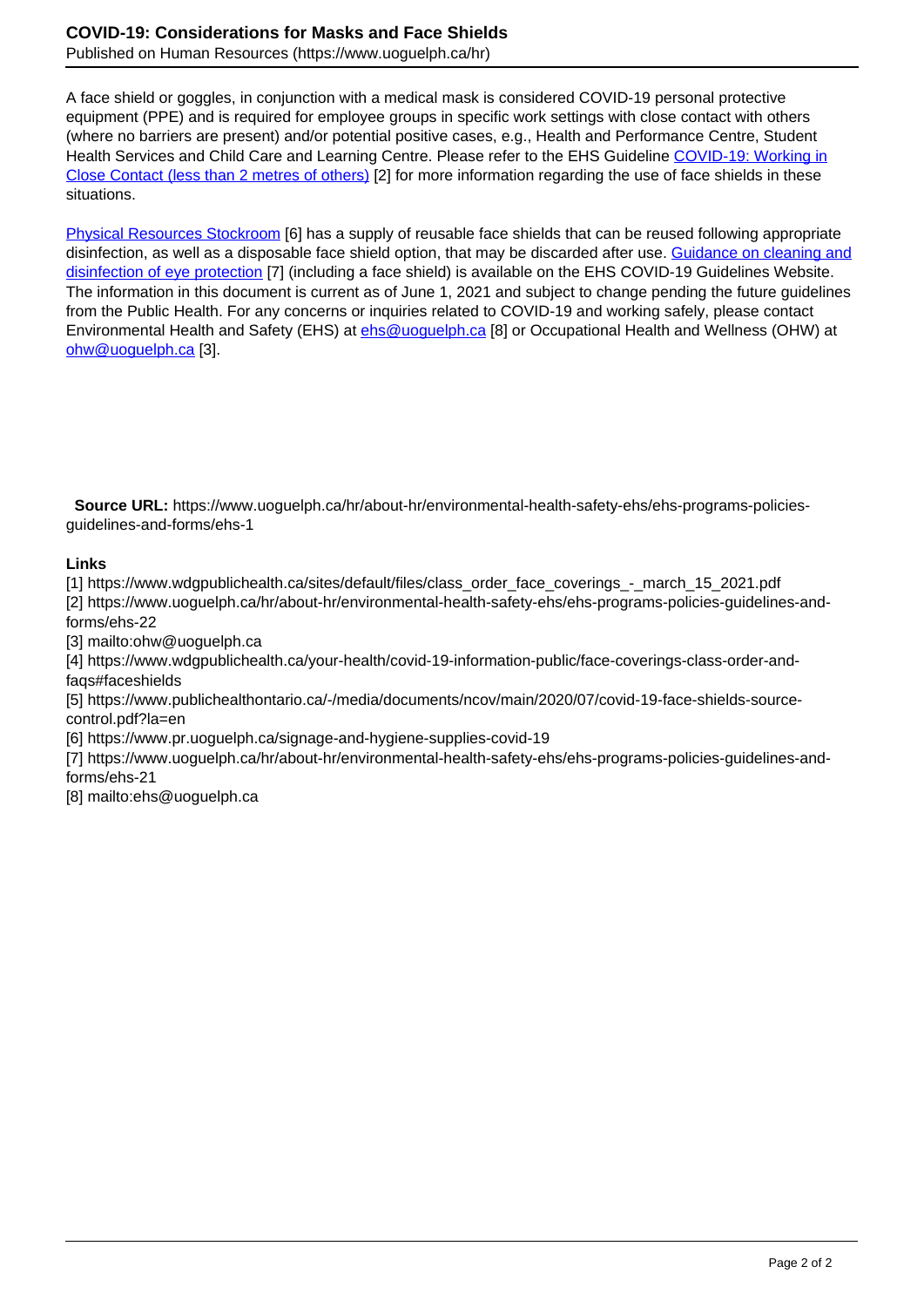A face shield or goggles, in conjunction with a medical mask is considered COVID-19 personal protective equipment (PPE) and is required for employee groups in specific work settings with close contact with others (where no barriers are present) and/or potential positive cases, e.g., Health and Performance Centre, Student Health Services and Child Care and Learning Centre. Please refer to the EHS Guideline COVID-19: Working in Close Contact (less than 2 metres of others) [2] for more information regarding the use of face shields in these situations.

Physical Resources Stockroom [6] has a supply of reusable face shields that can be reused following appropriate disinfection, as well as a disposable face shield option, that may be discarded after use. Guidance on cleaning and disinfection of eye protection [7] (including a face shield) is available on the EHS COVID-19 Guidelines Website. The information in this document is current as of June 1, 2021 and subject to change pending the future guidelines from the Public Health. For any concerns or inquiries related to COVID-19 and working safely, please contact Environmental Health and Safety (EHS) at ehs@uoguelph.ca [8] or Occupational Health and Wellness (OHW) at ohw@uoguelph.ca [3].

**Source URL:** https://www.uoguelph.ca/hr/about-hr/environmental-health-safety-ehs/ehs-programs-policies-guidelines-and-forms/ehs-1

**Links**

[1] https://www.wdgpublichealth.ca/sites/default/files/class_order_face_coverings_-_march_15_2021.pdf
[2] https://www.uoguelph.ca/hr/about-hr/environmental-health-safety-ehs/ehs-programs-policies-guidelines-and-forms/ehs-22
[3] mailto:ohw@uoguelph.ca
[4] https://www.wdgpublichealth.ca/your-health/covid-19-information-public/face-coverings-class-order-and-faqs#faceshields
[5] https://www.publichealthontario.ca/-/media/documents/ncov/main/2020/07/covid-19-face-shields-source-control.pdf?la=en
[6] https://www.pr.uoguelph.ca/signage-and-hygiene-supplies-covid-19
[7] https://www.uoguelph.ca/hr/about-hr/environmental-health-safety-ehs/ehs-programs-policies-guidelines-and-forms/ehs-21
[8] mailto:ehs@uoguelph.ca